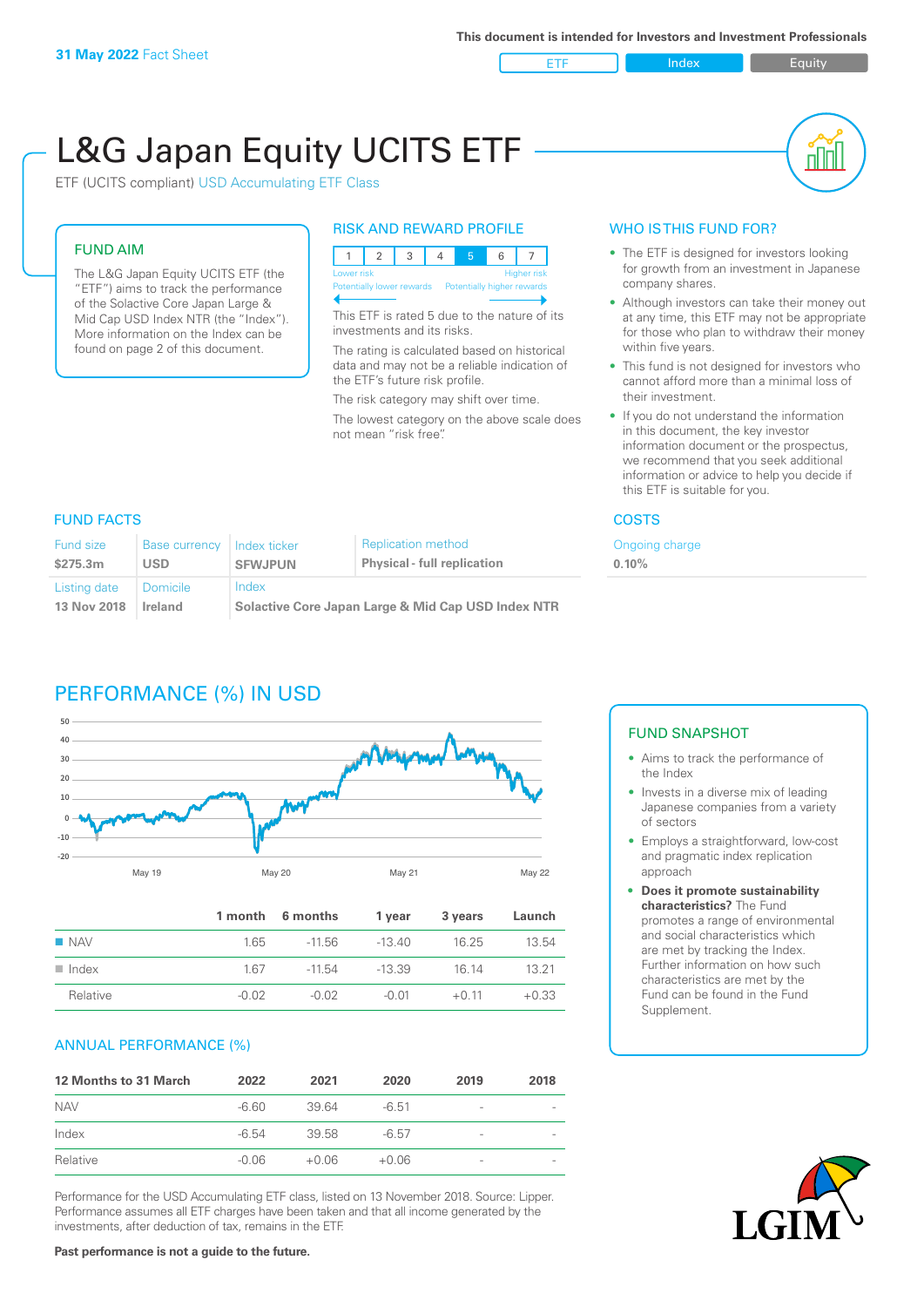**31 May 2022** Fact Sheet

This document is intended for Investors and Investment Professionals

ETF | Index | Equity

# L&G Japan Equity UCITS ETF

ETF (UCITS compliant) USD Accumulating ETF Class

## FUND AIM

The L&G Japan Equity UCITS ETF (the "ETF") aims to track the performance of the Solactive Core Japan Large & Mid Cap USD Index NTR (the "Index"). More information on the Index can be found on page 2 of this document.

## RISK AND REWARD PROFILE

| 1 | 2 | 3 | 4 | 5 | 6 | 7 |
|---|---|---|---|---|---|---|

Lower risk — Higher risk
Potentially lower rewards — Potentially higher rewards

This ETF is rated 5 due to the nature of its investments and its risks.

The rating is calculated based on historical data and may not be a reliable indication of the ETF's future risk profile.

The risk category may shift over time.

The lowest category on the above scale does not mean "risk free".

## WHO IS THIS FUND FOR?

- The ETF is designed for investors looking for growth from an investment in Japanese company shares.
- Although investors can take their money out at any time, this ETF may not be appropriate for those who plan to withdraw their money within five years.
- This fund is not designed for investors who cannot afford more than a minimal loss of their investment.
- If you do not understand the information in this document, the key investor information document or the prospectus, we recommend that you seek additional information or advice to help you decide if this ETF is suitable for you.

## FUND FACTS

| Fund size | Base currency | Index ticker | Replication method |
|---|---|---|---|
| $275.3m | USD | SFWJPUN | Physical - full replication |
| **Listing date** | **Domicile** | **Index** | |
| 13 Nov 2018 | Ireland | Solactive Core Japan Large & Mid Cap USD Index NTR | |

## COSTS

| Ongoing charge |
|---|
| 0.10% |

## PERFORMANCE (%) IN USD

| | 1 month | 6 months | 1 year | 3 years | Launch |
|---|---|---|---|---|---|
| NAV | 1.65 | -11.56 | -13.40 | 16.25 | 13.54 |
| Index | 1.67 | -11.54 | -13.39 | 16.14 | 13.21 |
| Relative | -0.02 | -0.02 | -0.01 | +0.11 | +0.33 |

## ANNUAL PERFORMANCE (%)

| 12 Months to 31 March | 2022 | 2021 | 2020 | 2019 | 2018 |
|---|---|---|---|---|---|
| NAV | -6.60 | 39.64 | -6.51 | - | - |
| Index | -6.54 | 39.58 | -6.57 | - | - |
| Relative | -0.06 | +0.06 | +0.06 | - | - |

Performance for the USD Accumulating ETF class, listed on 13 November 2018. Source: Lipper. Performance assumes all ETF charges have been taken and that all income generated by the investments, after deduction of tax, remains in the ETF.

**Past performance is not a guide to the future.**

## FUND SNAPSHOT

- Aims to track the performance of the Index
- Invests in a diverse mix of leading Japanese companies from a variety of sectors
- Employs a straightforward, low-cost and pragmatic index replication approach
- **Does it promote sustainability characteristics?** The Fund promotes a range of environmental and social characteristics which are met by tracking the Index. Further information on how such characteristics are met by the Fund can be found in the Fund Supplement.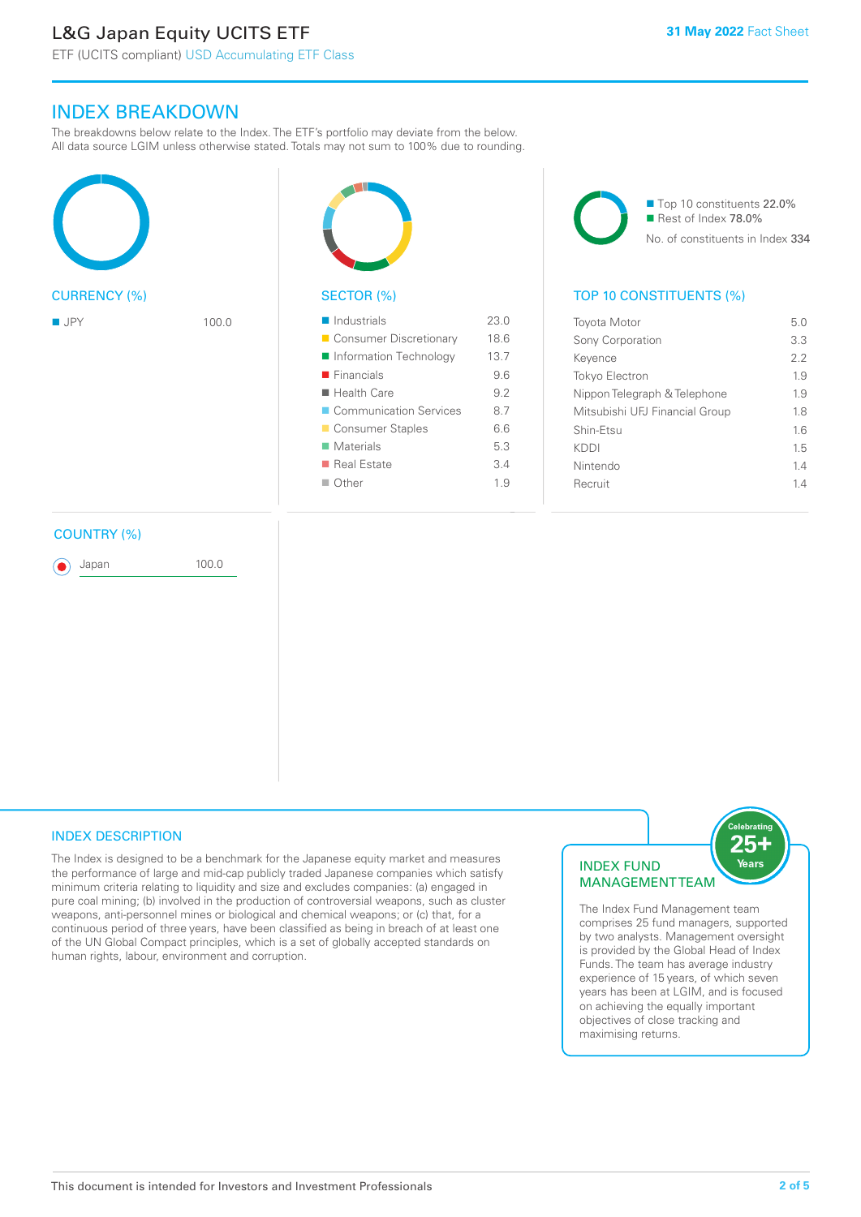# L&G Japan Equity UCITS ETF

ETF (UCITS compliant) USD Accumulating ETF Class

31 May 2022 Fact Sheet

## INDEX BREAKDOWN

The breakdowns below relate to the Index. The ETF's portfolio may deviate from the below. All data source LGIM unless otherwise stated. Totals may not sum to 100% due to rounding.

### CURRENCY (%)

| Currency | % |
|---|---|
| JPY | 100.0 |

### SECTOR (%)

| Sector | % |
|---|---|
| Industrials | 23.0 |
| Consumer Discretionary | 18.6 |
| Information Technology | 13.7 |
| Financials | 9.6 |
| Health Care | 9.2 |
| Communication Services | 8.7 |
| Consumer Staples | 6.6 |
| Materials | 5.3 |
| Real Estate | 3.4 |
| Other | 1.9 |

- Top 10 constituents 22.0%
- Rest of Index 78.0%

No. of constituents in Index 334

### TOP 10 CONSTITUENTS (%)

| Constituent | % |
|---|---|
| Toyota Motor | 5.0 |
| Sony Corporation | 3.3 |
| Keyence | 2.2 |
| Tokyo Electron | 1.9 |
| Nippon Telegraph & Telephone | 1.9 |
| Mitsubishi UFJ Financial Group | 1.8 |
| Shin-Etsu | 1.6 |
| KDDI | 1.5 |
| Nintendo | 1.4 |
| Recruit | 1.4 |

### COUNTRY (%)

| Country | % |
|---|---|
| Japan | 100.0 |

## INDEX DESCRIPTION

The Index is designed to be a benchmark for the Japanese equity market and measures the performance of large and mid-cap publicly traded Japanese companies which satisfy minimum criteria relating to liquidity and size and excludes companies: (a) engaged in pure coal mining; (b) involved in the production of controversial weapons, such as cluster weapons, anti-personnel mines or biological and chemical weapons; or (c) that, for a continuous period of three years, have been classified as being in breach of at least one of the UN Global Compact principles, which is a set of globally accepted standards on human rights, labour, environment and corruption.

## INDEX FUND MANAGEMENT TEAM

Celebrating 25+ Years

The Index Fund Management team comprises 25 fund managers, supported by two analysts. Management oversight is provided by the Global Head of Index Funds. The team has average industry experience of 15 years, of which seven years has been at LGIM, and is focused on achieving the equally important objectives of close tracking and maximising returns.

This document is intended for Investors and Investment Professionals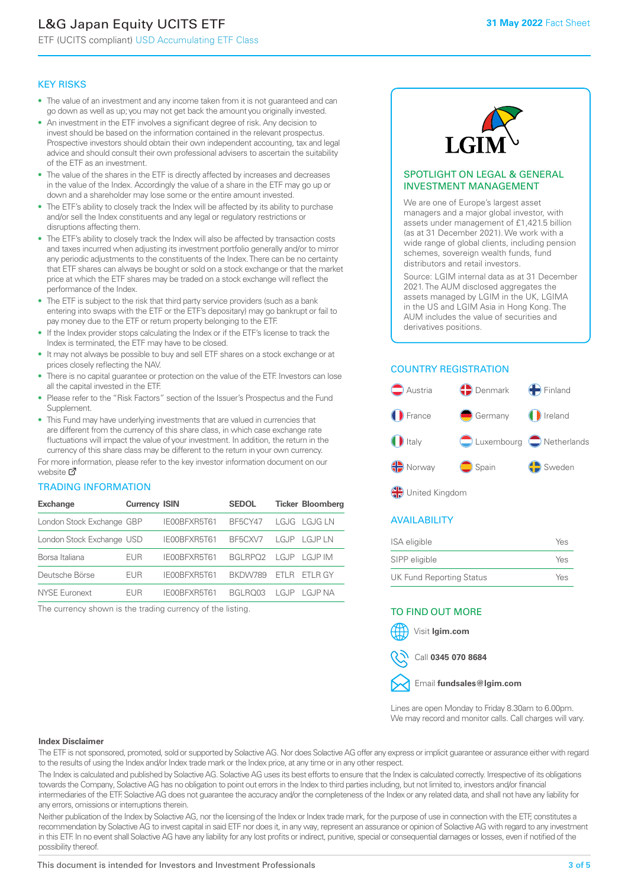# L&G Japan Equity UCITS ETF

ETF (UCITS compliant) USD Accumulating ETF Class

**31 May 2022** Fact Sheet

## KEY RISKS

- The value of an investment and any income taken from it is not guaranteed and can go down as well as up; you may not get back the amount you originally invested.
- An investment in the ETF involves a significant degree of risk. Any decision to invest should be based on the information contained in the relevant prospectus. Prospective investors should obtain their own independent accounting, tax and legal advice and should consult their own professional advisers to ascertain the suitability of the ETF as an investment.
- The value of the shares in the ETF is directly affected by increases and decreases in the value of the Index. Accordingly the value of a share in the ETF may go up or down and a shareholder may lose some or the entire amount invested.
- The ETF's ability to closely track the Index will be affected by its ability to purchase and/or sell the Index constituents and any legal or regulatory restrictions or disruptions affecting them.
- The ETF's ability to closely track the Index will also be affected by transaction costs and taxes incurred when adjusting its investment portfolio generally and/or to mirror any periodic adjustments to the constituents of the Index. There can be no certainty that ETF shares can always be bought or sold on a stock exchange or that the market price at which the ETF shares may be traded on a stock exchange will reflect the performance of the Index.
- The ETF is subject to the risk that third party service providers (such as a bank entering into swaps with the ETF or the ETF's depositary) may go bankrupt or fail to pay money due to the ETF or return property belonging to the ETF.
- If the Index provider stops calculating the Index or if the ETF's license to track the Index is terminated, the ETF may have to be closed.
- It may not always be possible to buy and sell ETF shares on a stock exchange or at prices closely reflecting the NAV.
- There is no capital guarantee or protection on the value of the ETF. Investors can lose all the capital invested in the ETF.
- Please refer to the "Risk Factors" section of the Issuer's Prospectus and the Fund Supplement.
- This Fund may have underlying investments that are valued in currencies that are different from the currency of this share class, in which case exchange rate fluctuations will impact the value of your investment. In addition, the return in the currency of this share class may be different to the return in your own currency.

For more information, please refer to the key investor information document on our website

## TRADING INFORMATION

| Exchange | Currency | ISIN | SEDOL | Ticker | Bloomberg |
|---|---|---|---|---|---|
| London Stock Exchange | GBP | IE00BFXR5T61 | BF5CY47 | LGJG | LGJG LN |
| London Stock Exchange | USD | IE00BFXR5T61 | BF5CXV7 | LGJP | LGJP LN |
| Borsa Italiana | EUR | IE00BFXR5T61 | BGLRPQ2 | LGJP | LGJP IM |
| Deutsche Börse | EUR | IE00BFXR5T61 | BKDW789 | ETLR | ETLR GY |
| NYSE Euronext | EUR | IE00BFXR5T61 | BGLRQ03 | LGJP | LGJP NA |

The currency shown is the trading currency of the listing.

## SPOTLIGHT ON LEGAL & GENERAL INVESTMENT MANAGEMENT

We are one of Europe's largest asset managers and a major global investor, with assets under management of £1,421.5 billion (as at 31 December 2021). We work with a wide range of global clients, including pension schemes, sovereign wealth funds, fund distributors and retail investors.

Source: LGIM internal data as at 31 December 2021. The AUM disclosed aggregates the assets managed by LGIM in the UK, LGIMA in the US and LGIM Asia in Hong Kong. The AUM includes the value of securities and derivatives positions.

## COUNTRY REGISTRATION

Austria, Denmark, Finland, France, Germany, Ireland, Italy, Luxembourg, Netherlands, Norway, Spain, Sweden, United Kingdom

## AVAILABILITY

| | |
|---|---|
| ISA eligible | Yes |
| SIPP eligible | Yes |
| UK Fund Reporting Status | Yes |

## TO FIND OUT MORE

Visit **lgim.com**

Call **0345 070 8684**

Email **fundsales@lgim.com**

Lines are open Monday to Friday 8.30am to 6.00pm. We may record and monitor calls. Call charges will vary.

**Index Disclaimer**

The ETF is not sponsored, promoted, sold or supported by Solactive AG. Nor does Solactive AG offer any express or implicit guarantee or assurance either with regard to the results of using the Index and/or Index trade mark or the Index price, at any time or in any other respect.

The Index is calculated and published by Solactive AG. Solactive AG uses its best efforts to ensure that the Index is calculated correctly. Irrespective of its obligations towards the Company, Solactive AG has no obligation to point out errors in the Index to third parties including, but not limited to, investors and/or financial intermediaries of the ETF. Solactive AG does not guarantee the accuracy and/or the completeness of the Index or any related data, and shall not have any liability for any errors, omissions or interruptions therein.

Neither publication of the Index by Solactive AG, nor the licensing of the Index or Index trade mark, for the purpose of use in connection with the ETF, constitutes a recommendation by Solactive AG to invest capital in said ETF nor does it, in any way, represent an assurance or opinion of Solactive AG with regard to any investment in this ETF. In no event shall Solactive AG have any liability for any lost profits or indirect, punitive, special or consequential damages or losses, even if notified of the possibility thereof.

This document is intended for Investors and Investment Professionals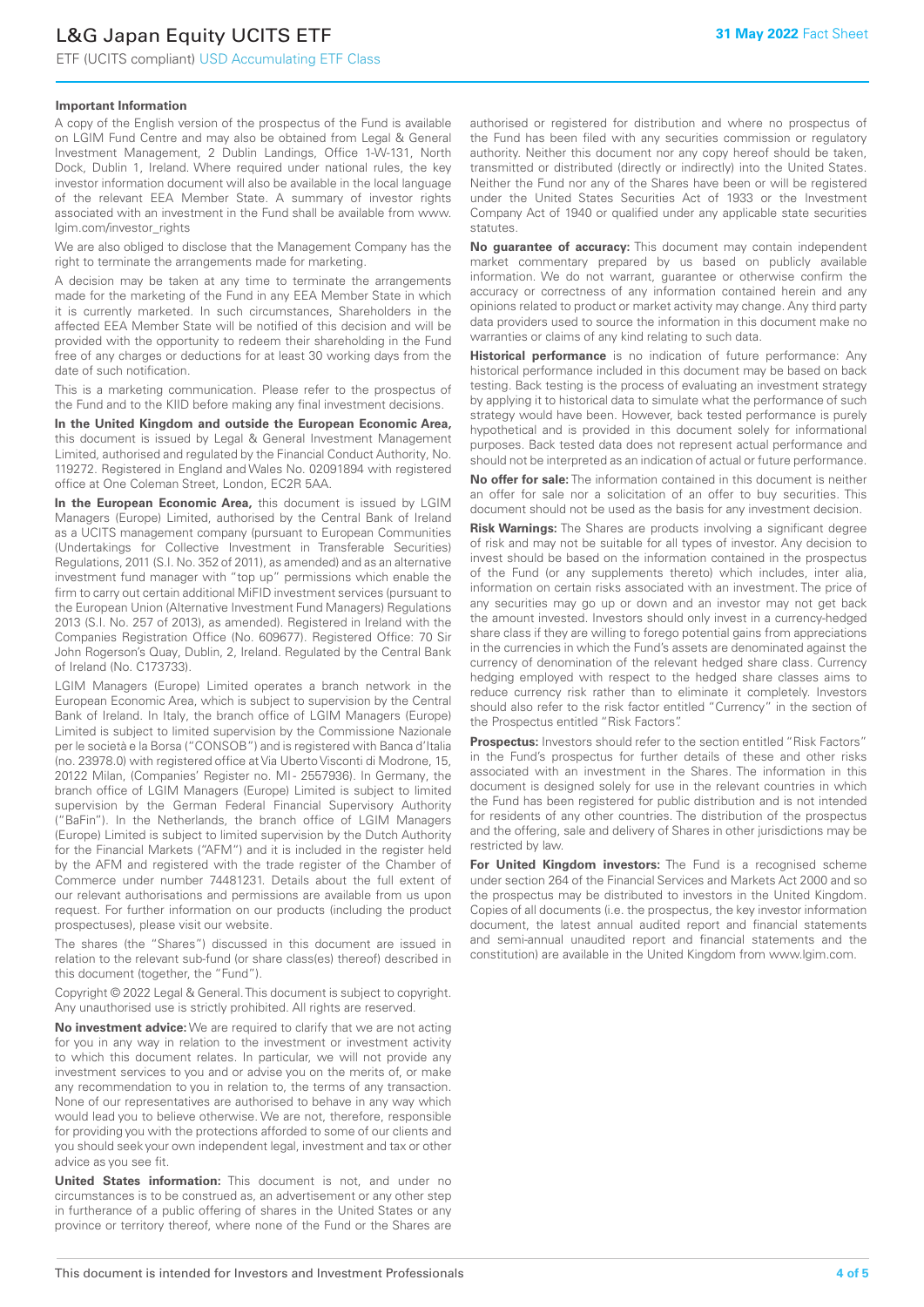### Important Information

A copy of the English version of the prospectus of the Fund is available on LGIM Fund Centre and may also be obtained from Legal & General Investment Management, 2 Dublin Landings, Office 1-W-131, North Dock, Dublin 1, Ireland. Where required under national rules, the key investor information document will also be available in the local language of the relevant EEA Member State. A summary of investor rights associated with an investment in the Fund shall be available from www.lgim.com/investor_rights

We are also obliged to disclose that the Management Company has the right to terminate the arrangements made for marketing.

A decision may be taken at any time to terminate the arrangements made for the marketing of the Fund in any EEA Member State in which it is currently marketed. In such circumstances, Shareholders in the affected EEA Member State will be notified of this decision and will be provided with the opportunity to redeem their shareholding in the Fund free of any charges or deductions for at least 30 working days from the date of such notification.

This is a marketing communication. Please refer to the prospectus of the Fund and to the KIID before making any final investment decisions.

**In the United Kingdom and outside the European Economic Area,** this document is issued by Legal & General Investment Management Limited, authorised and regulated by the Financial Conduct Authority, No. 119272. Registered in England and Wales No. 02091894 with registered office at One Coleman Street, London, EC2R 5AA.

**In the European Economic Area,** this document is issued by LGIM Managers (Europe) Limited, authorised by the Central Bank of Ireland as a UCITS management company (pursuant to European Communities (Undertakings for Collective Investment in Transferable Securities) Regulations, 2011 (S.I. No. 352 of 2011), as amended) and as an alternative investment fund manager with "top up" permissions which enable the firm to carry out certain additional MiFID investment services (pursuant to the European Union (Alternative Investment Fund Managers) Regulations 2013 (S.I. No. 257 of 2013), as amended). Registered in Ireland with the Companies Registration Office (No. 609677). Registered Office: 70 Sir John Rogerson's Quay, Dublin, 2, Ireland. Regulated by the Central Bank of Ireland (No. C173733).

LGIM Managers (Europe) Limited operates a branch network in the European Economic Area, which is subject to supervision by the Central Bank of Ireland. In Italy, the branch office of LGIM Managers (Europe) Limited is subject to limited supervision by the Commissione Nazionale per le società e la Borsa ("CONSOB") and is registered with Banca d'Italia (no. 23978.0) with registered office at Via Uberto Visconti di Modrone, 15, 20122 Milan, (Companies' Register no. MI - 2557936). In Germany, the branch office of LGIM Managers (Europe) Limited is subject to limited supervision by the German Federal Financial Supervisory Authority ("BaFin"). In the Netherlands, the branch office of LGIM Managers (Europe) Limited is subject to limited supervision by the Dutch Authority for the Financial Markets ("AFM") and it is included in the register held by the AFM and registered with the trade register of the Chamber of Commerce under number 74481231. Details about the full extent of our relevant authorisations and permissions are available from us upon request. For further information on our products (including the product prospectuses), please visit our website.

The shares (the "Shares") discussed in this document are issued in relation to the relevant sub-fund (or share class(es) thereof) described in this document (together, the "Fund").

Copyright © 2022 Legal & General. This document is subject to copyright. Any unauthorised use is strictly prohibited. All rights are reserved.

**No investment advice:** We are required to clarify that we are not acting for you in any way in relation to the investment or investment activity to which this document relates. In particular, we will not provide any investment services to you and or advise you on the merits of, or make any recommendation to you in relation to, the terms of any transaction. None of our representatives are authorised to behave in any way which would lead you to believe otherwise. We are not, therefore, responsible for providing you with the protections afforded to some of our clients and you should seek your own independent legal, investment and tax or other advice as you see fit.

**United States information:** This document is not, and under no circumstances is to be construed as, an advertisement or any other step in furtherance of a public offering of shares in the United States or any province or territory thereof, where none of the Fund or the Shares are authorised or registered for distribution and where no prospectus of the Fund has been filed with any securities commission or regulatory authority. Neither this document nor any copy hereof should be taken, transmitted or distributed (directly or indirectly) into the United States. Neither the Fund nor any of the Shares have been or will be registered under the United States Securities Act of 1933 or the Investment Company Act of 1940 or qualified under any applicable state securities statutes.

**No guarantee of accuracy:** This document may contain independent market commentary prepared by us based on publicly available information. We do not warrant, guarantee or otherwise confirm the accuracy or correctness of any information contained herein and any opinions related to product or market activity may change. Any third party data providers used to source the information in this document make no warranties or claims of any kind relating to such data.

**Historical performance** is no indication of future performance: Any historical performance included in this document may be based on back testing. Back testing is the process of evaluating an investment strategy by applying it to historical data to simulate what the performance of such strategy would have been. However, back tested performance is purely hypothetical and is provided in this document solely for informational purposes. Back tested data does not represent actual performance and should not be interpreted as an indication of actual or future performance.

**No offer for sale:** The information contained in this document is neither an offer for sale nor a solicitation of an offer to buy securities. This document should not be used as the basis for any investment decision.

**Risk Warnings:** The Shares are products involving a significant degree of risk and may not be suitable for all types of investor. Any decision to invest should be based on the information contained in the prospectus of the Fund (or any supplements thereto) which includes, inter alia, information on certain risks associated with an investment. The price of any securities may go up or down and an investor may not get back the amount invested. Investors should only invest in a currency-hedged share class if they are willing to forego potential gains from appreciations in the currencies in which the Fund's assets are denominated against the currency of denomination of the relevant hedged share class. Currency hedging employed with respect to the hedged share classes aims to reduce currency risk rather than to eliminate it completely. Investors should also refer to the risk factor entitled "Currency" in the section of the Prospectus entitled "Risk Factors".

**Prospectus:** Investors should refer to the section entitled "Risk Factors" in the Fund's prospectus for further details of these and other risks associated with an investment in the Shares. The information in this document is designed solely for use in the relevant countries in which the Fund has been registered for public distribution and is not intended for residents of any other countries. The distribution of the prospectus and the offering, sale and delivery of Shares in other jurisdictions may be restricted by law.

**For United Kingdom investors:** The Fund is a recognised scheme under section 264 of the Financial Services and Markets Act 2000 and so the prospectus may be distributed to investors in the United Kingdom. Copies of all documents (i.e. the prospectus, the key investor information document, the latest annual audited report and financial statements and semi-annual unaudited report and financial statements and the constitution) are available in the United Kingdom from www.lgim.com.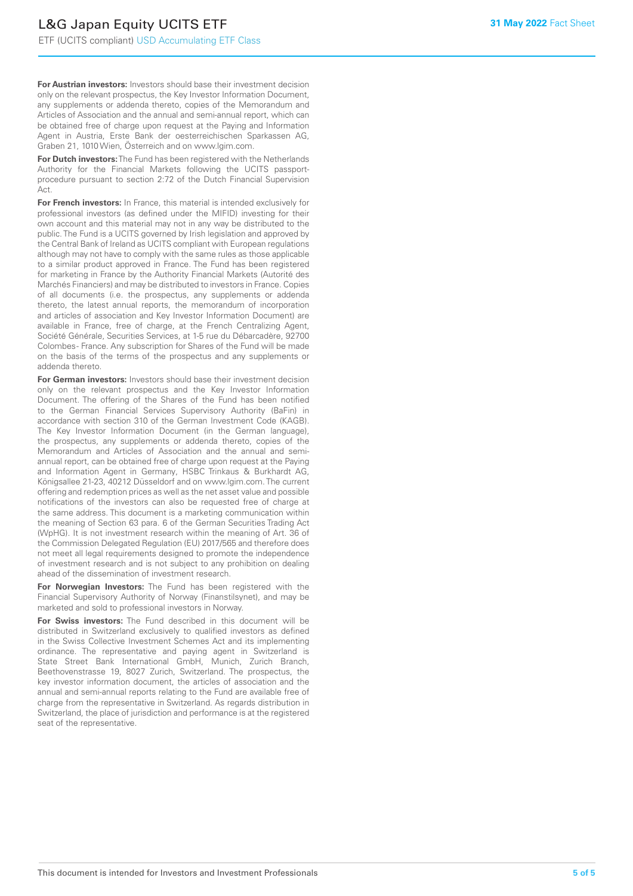**For Austrian investors:** Investors should base their investment decision only on the relevant prospectus, the Key Investor Information Document, any supplements or addenda thereto, copies of the Memorandum and Articles of Association and the annual and semi-annual report, which can be obtained free of charge upon request at the Paying and Information Agent in Austria, Erste Bank der oesterreichischen Sparkassen AG, Graben 21, 1010 Wien, Österreich and on www.lgim.com.

**For Dutch investors:** The Fund has been registered with the Netherlands Authority for the Financial Markets following the UCITS passport-procedure pursuant to section 2:72 of the Dutch Financial Supervision Act.

**For French investors:** In France, this material is intended exclusively for professional investors (as defined under the MIFID) investing for their own account and this material may not in any way be distributed to the public. The Fund is a UCITS governed by Irish legislation and approved by the Central Bank of Ireland as UCITS compliant with European regulations although may not have to comply with the same rules as those applicable to a similar product approved in France. The Fund has been registered for marketing in France by the Authority Financial Markets (Autorité des Marchés Financiers) and may be distributed to investors in France. Copies of all documents (i.e. the prospectus, any supplements or addenda thereto, the latest annual reports, the memorandum of incorporation and articles of association and Key Investor Information Document) are available in France, free of charge, at the French Centralizing Agent, Société Générale, Securities Services, at 1-5 rue du Débarcadère, 92700 Colombes- France. Any subscription for Shares of the Fund will be made on the basis of the terms of the prospectus and any supplements or addenda thereto.

**For German investors:** Investors should base their investment decision only on the relevant prospectus and the Key Investor Information Document. The offering of the Shares of the Fund has been notified to the German Financial Services Supervisory Authority (BaFin) in accordance with section 310 of the German Investment Code (KAGB). The Key Investor Information Document (in the German language), the prospectus, any supplements or addenda thereto, copies of the Memorandum and Articles of Association and the annual and semi-annual report, can be obtained free of charge upon request at the Paying and Information Agent in Germany, HSBC Trinkaus & Burkhardt AG, Königsallee 21-23, 40212 Düsseldorf and on www.lgim.com. The current offering and redemption prices as well as the net asset value and possible notifications of the investors can also be requested free of charge at the same address. This document is a marketing communication within the meaning of Section 63 para. 6 of the German Securities Trading Act (WpHG). It is not investment research within the meaning of Art. 36 of the Commission Delegated Regulation (EU) 2017/565 and therefore does not meet all legal requirements designed to promote the independence of investment research and is not subject to any prohibition on dealing ahead of the dissemination of investment research.

**For Norwegian Investors:** The Fund has been registered with the Financial Supervisory Authority of Norway (Finanstilsynet), and may be marketed and sold to professional investors in Norway.

**For Swiss investors:** The Fund described in this document will be distributed in Switzerland exclusively to qualified investors as defined in the Swiss Collective Investment Schemes Act and its implementing ordinance. The representative and paying agent in Switzerland is State Street Bank International GmbH, Munich, Zurich Branch, Beethovenstrasse 19, 8027 Zurich, Switzerland. The prospectus, the key investor information document, the articles of association and the annual and semi-annual reports relating to the Fund are available free of charge from the representative in Switzerland. As regards distribution in Switzerland, the place of jurisdiction and performance is at the registered seat of the representative.